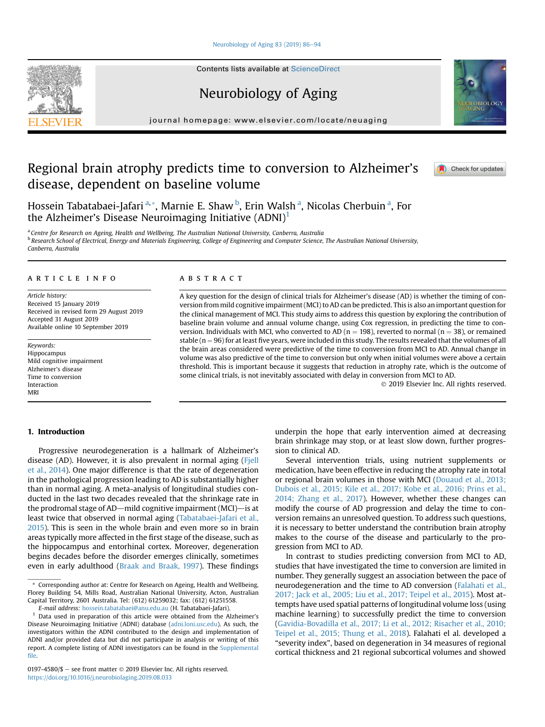# Regional brain atrophy predicts time to conversion to Alzheimer's disease, dependent on baseline volume

Hossein Tabatabaei-Jafari [a,*], Marnie E. Shaw [b], Erin Walsh [a], Nicolas Cherbuin [a], For the Alzheimer's Disease Neuroimaging Initiative (ADNI)[1]

[a] Centre for Research on Ageing, Health and Wellbeing, The Australian National University, Canberra, Australia
[b] Research School of Electrical, Energy and Materials Engineering, College of Engineering and Computer Science, The Australian National University, Canberra, Australia

## ARTICLE INFO

*Article history:*
Received 15 January 2019
Received in revised form 29 August 2019
Accepted 31 August 2019
Available online 10 September 2019

*Keywords:*
Hippocampus
Mild cognitive impairment
Alzheimer's disease
Time to conversion
Interaction
MRI

## ABSTRACT

A key question for the design of clinical trials for Alzheimer's disease (AD) is whether the timing of conversion from mild cognitive impairment (MCI) to AD can be predicted. This is also an important question for the clinical management of MCI. This study aims to address this question by exploring the contribution of baseline brain volume and annual volume change, using Cox regression, in predicting the time to conversion. Individuals with MCI, who converted to AD (n = 198), reverted to normal (n = 38), or remained stable (n = 96) for at least five years, were included in this study. The results revealed that the volumes of all the brain areas considered were predictive of the time to conversion from MCI to AD. Annual change in volume was also predictive of the time to conversion but only when initial volumes were above a certain threshold. This is important because it suggests that reduction in atrophy rate, which is the outcome of some clinical trials, is not inevitably associated with delay in conversion from MCI to AD.

© 2019 Elsevier Inc. All rights reserved.

## 1. Introduction

Progressive neurodegeneration is a hallmark of Alzheimer's disease (AD). However, it is also prevalent in normal aging (Fjell et al., 2014). One major difference is that the rate of degeneration in the pathological progression leading to AD is substantially higher than in normal aging. A meta-analysis of longitudinal studies conducted in the last two decades revealed that the shrinkage rate in the prodromal stage of AD—mild cognitive impairment (MCI)—is at least twice that observed in normal aging (Tabatabaei-Jafari et al., 2015). This is seen in the whole brain and even more so in brain areas typically more affected in the first stage of the disease, such as the hippocampus and entorhinal cortex. Moreover, degeneration begins decades before the disorder emerges clinically, sometimes even in early adulthood (Braak and Braak, 1997). These findings underpin the hope that early intervention aimed at decreasing brain shrinkage may stop, or at least slow down, further progression to clinical AD.

Several intervention trials, using nutrient supplements or medication, have been effective in reducing the atrophy rate in total or regional brain volumes in those with MCI (Douaud et al., 2013; Dubois et al., 2015; Kile et al., 2017; Kobe et al., 2016; Prins et al., 2014; Zhang et al., 2017). However, whether these changes can modify the course of AD progression and delay the time to conversion remains an unresolved question. To address such questions, it is necessary to better understand the contribution brain atrophy makes to the course of the disease and particularly to the progression from MCI to AD.

In contrast to studies predicting conversion from MCI to AD, studies that have investigated the time to conversion are limited in number. They generally suggest an association between the pace of neurodegeneration and the time to AD conversion (Falahati et al., 2017; Jack et al., 2005; Liu et al., 2017; Teipel et al., 2015). Most attempts have used spatial patterns of longitudinal volume loss (using machine learning) to successfully predict the time to conversion (Gavidia-Bovadilla et al., 2017; Li et al., 2012; Risacher et al., 2010; Teipel et al., 2015; Thung et al., 2018). Falahati el al. developed a "severity index", based on degeneration in 34 measures of regional cortical thickness and 21 regional subcortical volumes and showed

---

\* Corresponding author at: Centre for Research on Ageing, Health and Wellbeing, Florey Building 54, Mills Road, Australian National University, Acton, Australian Capital Territory, 2601 Australia. Tel: (612) 61259032; fax: (612) 61251558.
*E-mail address:* hossein.tabatabaei@anu.edu.au (H. Tabatabaei-Jafari).

[1] Data used in preparation of this article were obtained from the Alzheimer's Disease Neuroimaging Initiative (ADNI) database (adni.loni.usc.edu). As such, the investigators within the ADNI contributed to the design and implementation of ADNI and/or provided data but did not participate in analysis or writing of this report. A complete listing of ADNI investigators can be found in the Supplemental file.

0197-4580/$ – see front matter © 2019 Elsevier Inc. All rights reserved.
https://doi.org/10.1016/j.neurobiolaging.2019.08.033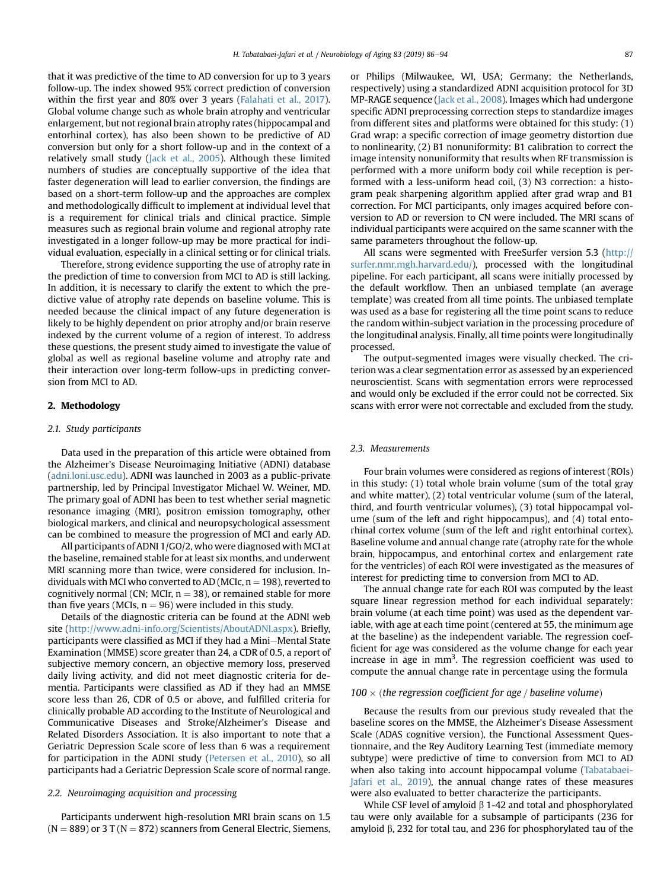that it was predictive of the time to AD conversion for up to 3 years follow-up. The index showed 95% correct prediction of conversion within the first year and 80% over 3 years (Falahati et al., 2017). Global volume change such as whole brain atrophy and ventricular enlargement, but not regional brain atrophy rates (hippocampal and entorhinal cortex), has also been shown to be predictive of AD conversion but only for a short follow-up and in the context of a relatively small study (Jack et al., 2005). Although these limited numbers of studies are conceptually supportive of the idea that faster degeneration will lead to earlier conversion, the findings are based on a short-term follow-up and the approaches are complex and methodologically difficult to implement at individual level that is a requirement for clinical trials and clinical practice. Simple measures such as regional brain volume and regional atrophy rate investigated in a longer follow-up may be more practical for individual evaluation, especially in a clinical setting or for clinical trials.

Therefore, strong evidence supporting the use of atrophy rate in the prediction of time to conversion from MCI to AD is still lacking. In addition, it is necessary to clarify the extent to which the predictive value of atrophy rate depends on baseline volume. This is needed because the clinical impact of any future degeneration is likely to be highly dependent on prior atrophy and/or brain reserve indexed by the current volume of a region of interest. To address these questions, the present study aimed to investigate the value of global as well as regional baseline volume and atrophy rate and their interaction over long-term follow-ups in predicting conversion from MCI to AD.

## 2. Methodology

### 2.1. Study participants

Data used in the preparation of this article were obtained from the Alzheimer's Disease Neuroimaging Initiative (ADNI) database (adni.loni.usc.edu). ADNI was launched in 2003 as a public-private partnership, led by Principal Investigator Michael W. Weiner, MD. The primary goal of ADNI has been to test whether serial magnetic resonance imaging (MRI), positron emission tomography, other biological markers, and clinical and neuropsychological assessment can be combined to measure the progression of MCI and early AD.

All participants of ADNI 1/GO/2, who were diagnosed with MCI at the baseline, remained stable for at least six months, and underwent MRI scanning more than twice, were considered for inclusion. Individuals with MCI who converted to AD (MCIc, n = 198), reverted to cognitively normal (CN; MCIr, n = 38), or remained stable for more than five years (MCIs, n = 96) were included in this study.

Details of the diagnostic criteria can be found at the ADNI web site (http://www.adni-info.org/Scientists/AboutADNI.aspx). Briefly, participants were classified as MCI if they had a Mini–Mental State Examination (MMSE) score greater than 24, a CDR of 0.5, a report of subjective memory concern, an objective memory loss, preserved daily living activity, and did not meet diagnostic criteria for dementia. Participants were classified as AD if they had an MMSE score less than 26, CDR of 0.5 or above, and fulfilled criteria for clinically probable AD according to the Institute of Neurological and Communicative Diseases and Stroke/Alzheimer's Disease and Related Disorders Association. It is also important to note that a Geriatric Depression Scale score of less than 6 was a requirement for participation in the ADNI study (Petersen et al., 2010), so all participants had a Geriatric Depression Scale score of normal range.

### 2.2. Neuroimaging acquisition and processing

Participants underwent high-resolution MRI brain scans on 1.5 (N = 889) or 3 T (N = 872) scanners from General Electric, Siemens, or Philips (Milwaukee, WI, USA; Germany; the Netherlands, respectively) using a standardized ADNI acquisition protocol for 3D MP-RAGE sequence (Jack et al., 2008). Images which had undergone specific ADNI preprocessing correction steps to standardize images from different sites and platforms were obtained for this study: (1) Grad wrap: a specific correction of image geometry distortion due to nonlinearity, (2) B1 nonuniformity: B1 calibration to correct the image intensity nonuniformity that results when RF transmission is performed with a more uniform body coil while reception is performed with a less-uniform head coil, (3) N3 correction: a histogram peak sharpening algorithm applied after grad wrap and B1 correction. For MCI participants, only images acquired before conversion to AD or reversion to CN were included. The MRI scans of individual participants were acquired on the same scanner with the same parameters throughout the follow-up.

All scans were segmented with FreeSurfer version 5.3 (http://surfer.nmr.mgh.harvard.edu/), processed with the longitudinal pipeline. For each participant, all scans were initially processed by the default workflow. Then an unbiased template (an average template) was created from all time points. The unbiased template was used as a base for registering all the time point scans to reduce the random within-subject variation in the processing procedure of the longitudinal analysis. Finally, all time points were longitudinally processed.

The output-segmented images were visually checked. The criterion was a clear segmentation error as assessed by an experienced neuroscientist. Scans with segmentation errors were reprocessed and would only be excluded if the error could not be corrected. Six scans with error were not correctable and excluded from the study.

### 2.3. Measurements

Four brain volumes were considered as regions of interest (ROIs) in this study: (1) total whole brain volume (sum of the total gray and white matter), (2) total ventricular volume (sum of the lateral, third, and fourth ventricular volumes), (3) total hippocampal volume (sum of the left and right hippocampus), and (4) total entorhinal cortex volume (sum of the left and right entorhinal cortex). Baseline volume and annual change rate (atrophy rate for the whole brain, hippocampus, and entorhinal cortex and enlargement rate for the ventricles) of each ROI were investigated as the measures of interest for predicting time to conversion from MCI to AD.

The annual change rate for each ROI was computed by the least square linear regression method for each individual separately: brain volume (at each time point) was used as the dependent variable, with age at each time point (centered at 55, the minimum age at the baseline) as the independent variable. The regression coefficient for age was considered as the volume change for each year increase in age in $mm^3$. The regression coefficient was used to compute the annual change rate in percentage using the formula

$$100 \times (\textit{the regression coefficient for age / baseline volume})$$

Because the results from our previous study revealed that the baseline scores on the MMSE, the Alzheimer's Disease Assessment Scale (ADAS cognitive version), the Functional Assessment Questionnaire, and the Rey Auditory Learning Test (immediate memory subtype) were predictive of time to conversion from MCI to AD when also taking into account hippocampal volume (Tabatabaei-Jafari et al., 2019), the annual change rates of these measures were also evaluated to better characterize the participants.

While CSF level of amyloid β 1-42 and total and phosphorylated tau were only available for a subsample of participants (236 for amyloid β, 232 for total tau, and 236 for phosphorylated tau of the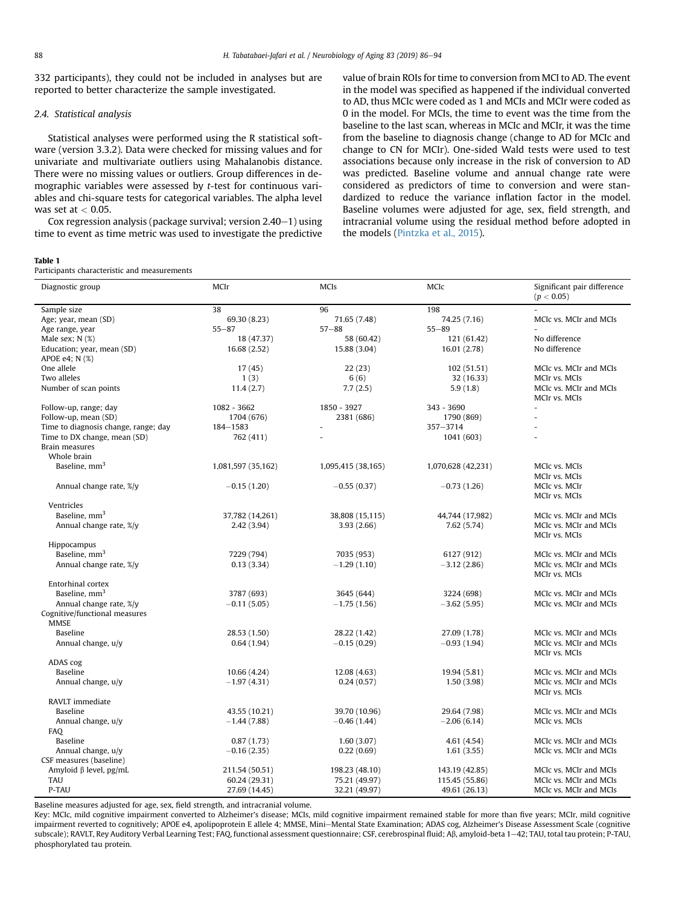332 participants), they could not be included in analyses but are reported to better characterize the sample investigated.

### 2.4. Statistical analysis

Statistical analyses were performed using the R statistical software (version 3.3.2). Data were checked for missing values and for univariate and multivariate outliers using Mahalanobis distance. There were no missing values or outliers. Group differences in demographic variables were assessed by *t*-test for continuous variables and chi-square tests for categorical variables. The alpha level was set at $< 0.05$.

Cox regression analysis (package survival; version 2.40−1) using time to event as time metric was used to investigate the predictive value of brain ROIs for time to conversion from MCI to AD. The event in the model was specified as happened if the individual converted to AD, thus MCIc were coded as 1 and MCIs and MCIr were coded as 0 in the model. For MCIs, the time to event was the time from the baseline to the last scan, whereas in MCIc and MCIr, it was the time from the baseline to diagnosis change (change to AD for MCIc and change to CN for MCIr). One-sided Wald tests were used to test associations because only increase in the risk of conversion to AD was predicted. Baseline volume and annual change rate were considered as predictors of time to conversion and were standardized to reduce the variance inflation factor in the model. Baseline volumes were adjusted for age, sex, field strength, and intracranial volume using the residual method before adopted in the models (Pintzka et al., 2015).

**Table 1**
Participants characteristic and measurements

| Diagnostic group | MCIr | MCIs | MCIc | Significant pair difference ($p < 0.05$) |
|---|---|---|---|---|
| Sample size | 38 | 96 | 198 | - |
| Age; year, mean (SD) | 69.30 (8.23) | 71.65 (7.48) | 74.25 (7.16) | MCIc vs. MCIr and MCIs |
| Age range, year | 55−87 | 57−88 | 55−89 | - |
| Male sex; N (%) | 18 (47.37) | 58 (60.42) | 121 (61.42) | No difference |
| Education; year, mean (SD) | 16.68 (2.52) | 15.88 (3.04) | 16.01 (2.78) | No difference |
| APOE e4; N (%) | | | | |
| One allele | 17 (45) | 22 (23) | 102 (51.51) | MCIc vs. MCIr and MCIs |
| Two alleles | 1 (3) | 6 (6) | 32 (16.33) | MCIr vs. MCIs |
| Number of scan points | 11.4 (2.7) | 7.7 (2.5) | 5.9 (1.8) | MCIc vs. MCIr and MCIs<br>MCIr vs. MCIs |
| Follow-up, range; day | 1082 - 3662 | 1850 - 3927 | 343 - 3690 | - |
| Follow-up, mean (SD) | 1704 (676) | 2381 (686) | 1790 (869) | - |
| Time to diagnosis change, range; day | 184−1583 | - | 357−3714 | - |
| Time to DX change, mean (SD) | 762 (411) | - | 1041 (603) | - |
| Brain measures | | | | |
| Whole brain | | | | |
| Baseline, mm$^3$ | 1,081,597 (35,162) | 1,095,415 (38,165) | 1,070,628 (42,231) | MCIc vs. MCIs<br>MCIr vs. MCIs |
| Annual change rate, %/y | −0.15 (1.20) | −0.55 (0.37) | −0.73 (1.26) | MCIc vs. MCIr<br>MCIr vs. MCIs |
| Ventricles | | | | |
| Baseline, mm$^3$ | 37,782 (14,261) | 38,808 (15,115) | 44,744 (17,982) | MCIc vs. MCIr and MCIs |
| Annual change rate, %/y | 2.42 (3.94) | 3.93 (2.66) | 7.62 (5.74) | MCIc vs. MCIr and MCIs<br>MCIr vs. MCIs |
| Hippocampus | | | | |
| Baseline, mm$^3$ | 7229 (794) | 7035 (953) | 6127 (912) | MCIc vs. MCIr and MCIs |
| Annual change rate, %/y | 0.13 (3.34) | −1.29 (1.10) | −3.12 (2.86) | MCIc vs. MCIr and MCIs<br>MCIr vs. MCIs |
| Entorhinal cortex | | | | |
| Baseline, mm$^3$ | 3787 (693) | 3645 (644) | 3224 (698) | MCIc vs. MCIr and MCIs |
| Annual change rate, %/y | −0.11 (5.05) | −1.75 (1.56) | −3.62 (5.95) | MCIc vs. MCIr and MCIs |
| Cognitive/functional measures | | | | |
| MMSE | | | | |
| Baseline | 28.53 (1.50) | 28.22 (1.42) | 27.09 (1.78) | MCIc vs. MCIr and MCIs |
| Annual change, u/y | 0.64 (1.94) | −0.15 (0.29) | −0.93 (1.94) | MCIc vs. MCIr and MCIs<br>MCIr vs. MCIs |
| ADAS cog | | | | |
| Baseline | 10.66 (4.24) | 12.08 (4.63) | 19.94 (5.81) | MCIc vs. MCIr and MCIs |
| Annual change, u/y | −1.97 (4.31) | 0.24 (0.57) | 1.50 (3.98) | MCIc vs. MCIr and MCIs<br>MCIr vs. MCIs |
| RAVLT immediate | | | | |
| Baseline | 43.55 (10.21) | 39.70 (10.96) | 29.64 (7.98) | MCIc vs. MCIr and MCIs |
| Annual change, u/y | −1.44 (7.88) | −0.46 (1.44) | −2.06 (6.14) | MCIc vs. MCIs |
| FAQ | | | | |
| Baseline | 0.87 (1.73) | 1.60 (3.07) | 4.61 (4.54) | MCIc vs. MCIr and MCIs |
| Annual change, u/y | −0.16 (2.35) | 0.22 (0.69) | 1.61 (3.55) | MCIc vs. MCIr and MCIs |
| CSF measures (baseline) | | | | |
| Amyloid β level, pg/mL | 211.54 (50.51) | 198.23 (48.10) | 143.19 (42.85) | MCIc vs. MCIr and MCIs |
| TAU | 60.24 (29.31) | 75.21 (49.97) | 115.45 (55.86) | MCIc vs. MCIr and MCIs |
| P-TAU | 27.69 (14.45) | 32.21 (49.97) | 49.61 (26.13) | MCIc vs. MCIr and MCIs |

Baseline measures adjusted for age, sex, field strength, and intracranial volume.
Key: MCIc, mild cognitive impairment converted to Alzheimer's disease; MCIs, mild cognitive impairment remained stable for more than five years; MCIr, mild cognitive impairment reverted to cognitively; APOE e4, apolipoprotein E allele 4; MMSE, Mini−Mental State Examination; ADAS cog, Alzheimer's Disease Assessment Scale (cognitive subscale); RAVLT, Rey Auditory Verbal Learning Test; FAQ, functional assessment questionnaire; CSF, cerebrospinal fluid; Aβ, amyloid-beta 1−42; TAU, total tau protein; P-TAU, phosphorylated tau protein.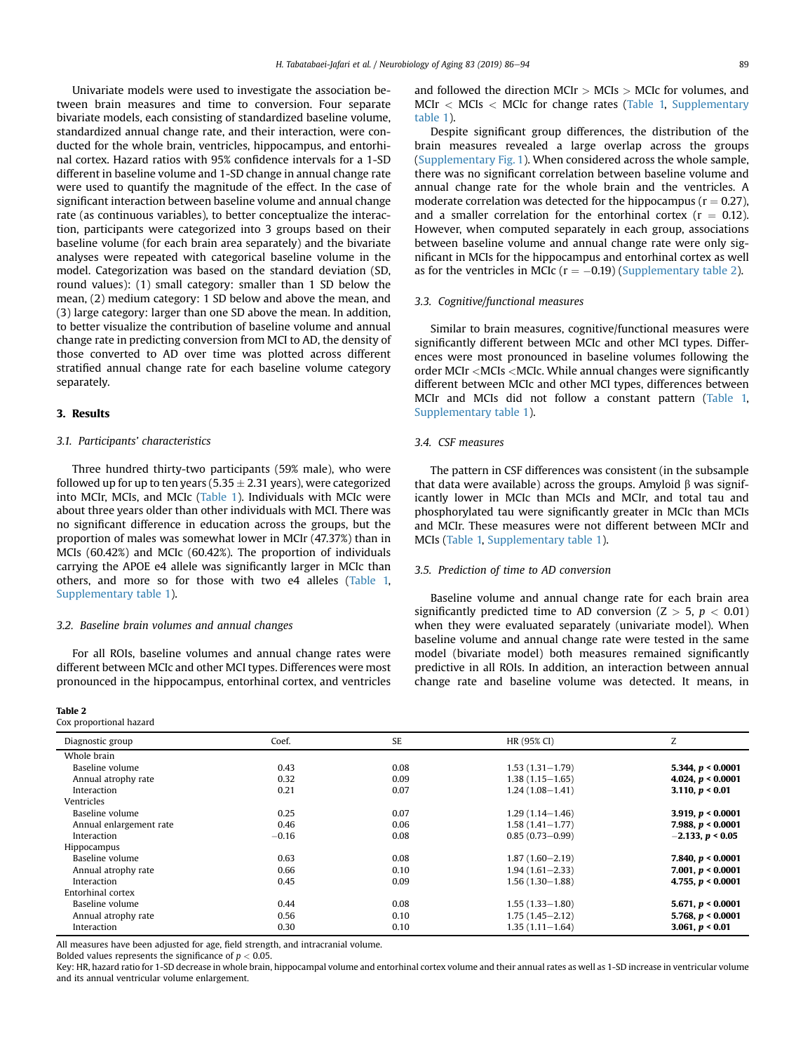Univariate models were used to investigate the association between brain measures and time to conversion. Four separate bivariate models, each consisting of standardized baseline volume, standardized annual change rate, and their interaction, were conducted for the whole brain, ventricles, hippocampus, and entorhinal cortex. Hazard ratios with 95% confidence intervals for a 1-SD different in baseline volume and 1-SD change in annual change rate were used to quantify the magnitude of the effect. In the case of significant interaction between baseline volume and annual change rate (as continuous variables), to better conceptualize the interaction, participants were categorized into 3 groups based on their baseline volume (for each brain area separately) and the bivariate analyses were repeated with categorical baseline volume in the model. Categorization was based on the standard deviation (SD, round values): (1) small category: smaller than 1 SD below the mean, (2) medium category: 1 SD below and above the mean, and (3) large category: larger than one SD above the mean. In addition, to better visualize the contribution of baseline volume and annual change rate in predicting conversion from MCI to AD, the density of those converted to AD over time was plotted across different stratified annual change rate for each baseline volume category separately.

## 3. Results

### 3.1. Participants' characteristics

Three hundred thirty-two participants (59% male), who were followed up for up to ten years ($5.35 \pm 2.31$ years), were categorized into MCIr, MCIs, and MCIc (Table 1). Individuals with MCIc were about three years older than other individuals with MCI. There was no significant difference in education across the groups, but the proportion of males was somewhat lower in MCIr (47.37%) than in MCIs (60.42%) and MCIc (60.42%). The proportion of individuals carrying the APOE e4 allele was significantly larger in MCIc than others, and more so for those with two e4 alleles (Table 1, Supplementary table 1).

### 3.2. Baseline brain volumes and annual changes

For all ROIs, baseline volumes and annual change rates were different between MCIc and other MCI types. Differences were most pronounced in the hippocampus, entorhinal cortex, and ventricles and followed the direction MCIr > MCIs > MCIc for volumes, and MCIr < MCIs < MCIc for change rates (Table 1, Supplementary table 1).

Despite significant group differences, the distribution of the brain measures revealed a large overlap across the groups (Supplementary Fig. 1). When considered across the whole sample, there was no significant correlation between baseline volume and annual change rate for the whole brain and the ventricles. A moderate correlation was detected for the hippocampus ($r = 0.27$), and a smaller correlation for the entorhinal cortex ($r = 0.12$). However, when computed separately in each group, associations between baseline volume and annual change rate were only significant in MCIs for the hippocampus and entorhinal cortex as well as for the ventricles in MCIc ($r = -0.19$) (Supplementary table 2).

### 3.3. Cognitive/functional measures

Similar to brain measures, cognitive/functional measures were significantly different between MCIc and other MCI types. Differences were most pronounced in baseline volumes following the order MCIr <MCIs <MCIc. While annual changes were significantly different between MCIc and other MCI types, differences between MCIr and MCIs did not follow a constant pattern (Table 1, Supplementary table 1).

### 3.4. CSF measures

The pattern in CSF differences was consistent (in the subsample that data were available) across the groups. Amyloid β was significantly lower in MCIc than MCIs and MCIr, and total tau and phosphorylated tau were significantly greater in MCIc than MCIs and MCIr. These measures were not different between MCIr and MCIs (Table 1, Supplementary table 1).

### 3.5. Prediction of time to AD conversion

Baseline volume and annual change rate for each brain area significantly predicted time to AD conversion ($Z > 5$, $p < 0.01$) when they were evaluated separately (univariate model). When baseline volume and annual change rate were tested in the same model (bivariate model) both measures remained significantly predictive in all ROIs. In addition, an interaction between annual change rate and baseline volume was detected. It means, in

**Table 2**
Cox proportional hazard

| Diagnostic group | Coef. | SE | HR (95% CI) | Z |
|---|---|---|---|---|
| Whole brain | | | | |
| Baseline volume | 0.43 | 0.08 | 1.53 (1.31–1.79) | **5.344, $p$ < 0.0001** |
| Annual atrophy rate | 0.32 | 0.09 | 1.38 (1.15–1.65) | **4.024, $p$ < 0.0001** |
| Interaction | 0.21 | 0.07 | 1.24 (1.08–1.41) | **3.110, $p$ < 0.01** |
| Ventricles | | | | |
| Baseline volume | 0.25 | 0.07 | 1.29 (1.14–1.46) | **3.919, $p$ < 0.0001** |
| Annual enlargement rate | 0.46 | 0.06 | 1.58 (1.41–1.77) | **7.988, $p$ < 0.0001** |
| Interaction | −0.16 | 0.08 | 0.85 (0.73–0.99) | **−2.133, $p$ < 0.05** |
| Hippocampus | | | | |
| Baseline volume | 0.63 | 0.08 | 1.87 (1.60–2.19) | **7.840, $p$ < 0.0001** |
| Annual atrophy rate | 0.66 | 0.10 | 1.94 (1.61–2.33) | **7.001, $p$ < 0.0001** |
| Interaction | 0.45 | 0.09 | 1.56 (1.30–1.88) | **4.755, $p$ < 0.0001** |
| Entorhinal cortex | | | | |
| Baseline volume | 0.44 | 0.08 | 1.55 (1.33–1.80) | **5.671, $p$ < 0.0001** |
| Annual atrophy rate | 0.56 | 0.10 | 1.75 (1.45–2.12) | **5.768, $p$ < 0.0001** |
| Interaction | 0.30 | 0.10 | 1.35 (1.11–1.64) | **3.061, $p$ < 0.01** |

All measures have been adjusted for age, field strength, and intracranial volume.
Bolded values represents the significance of $p < 0.05$.
Key: HR, hazard ratio for 1-SD decrease in whole brain, hippocampal volume and entorhinal cortex volume and their annual rates as well as 1-SD increase in ventricular volume and its annual ventricular volume enlargement.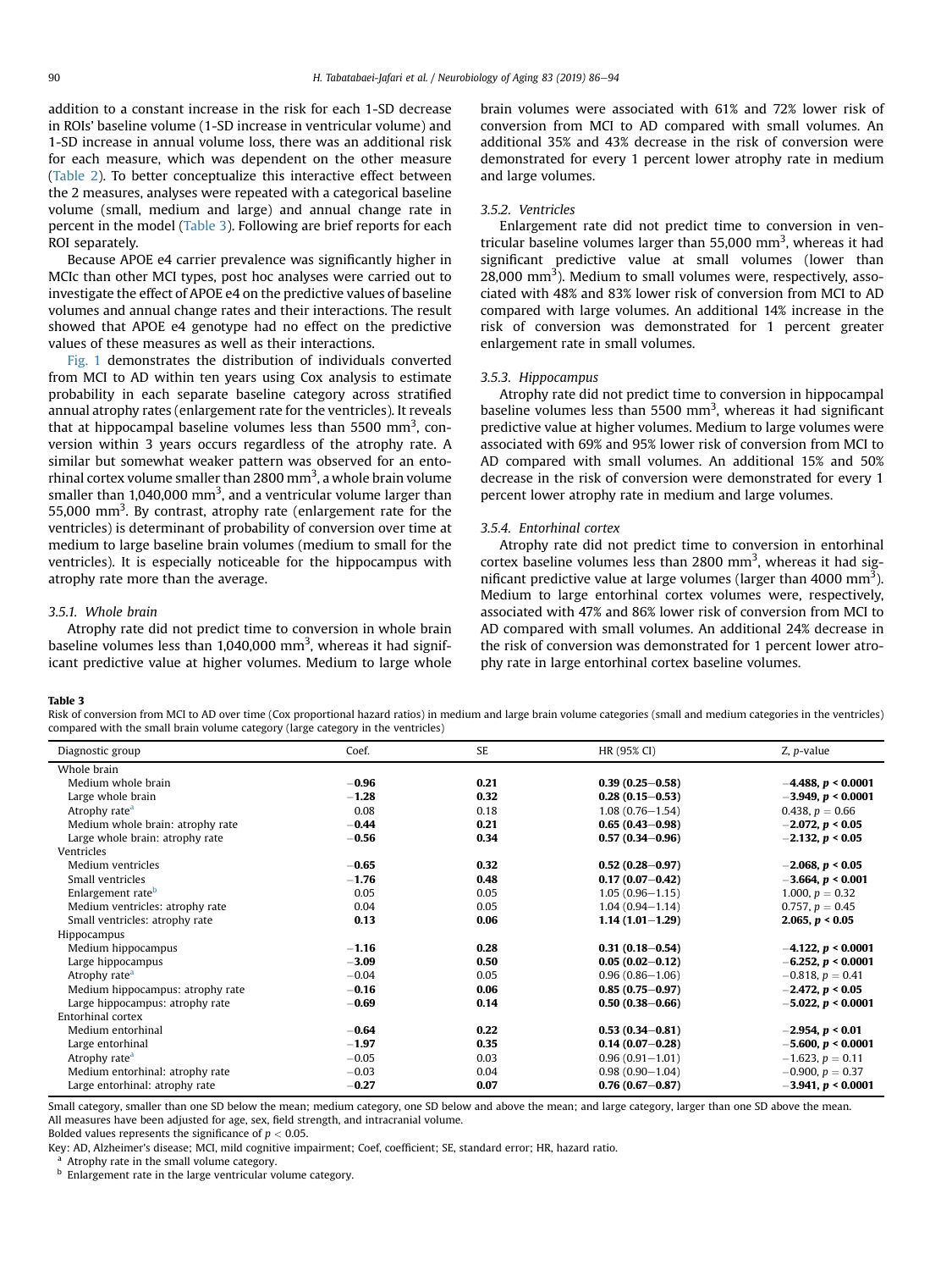addition to a constant increase in the risk for each 1-SD decrease in ROIs' baseline volume (1-SD increase in ventricular volume) and 1-SD increase in annual volume loss, there was an additional risk for each measure, which was dependent on the other measure (Table 2). To better conceptualize this interactive effect between the 2 measures, analyses were repeated with a categorical baseline volume (small, medium and large) and annual change rate in percent in the model (Table 3). Following are brief reports for each ROI separately.

Because APOE e4 carrier prevalence was significantly higher in MCIc than other MCI types, post hoc analyses were carried out to investigate the effect of APOE e4 on the predictive values of baseline volumes and annual change rates and their interactions. The result showed that APOE e4 genotype had no effect on the predictive values of these measures as well as their interactions.

Fig. 1 demonstrates the distribution of individuals converted from MCI to AD within ten years using Cox analysis to estimate probability in each separate baseline category across stratified annual atrophy rates (enlargement rate for the ventricles). It reveals that at hippocampal baseline volumes less than 5500 $mm^3$, conversion within 3 years occurs regardless of the atrophy rate. A similar but somewhat weaker pattern was observed for an entorhinal cortex volume smaller than 2800 $mm^3$, a whole brain volume smaller than 1,040,000 $mm^3$, and a ventricular volume larger than 55,000 $mm^3$. By contrast, atrophy rate (enlargement rate for the ventricles) is determinant of probability of conversion over time at medium to large baseline brain volumes (medium to small for the ventricles). It is especially noticeable for the hippocampus with atrophy rate more than the average.

#### 3.5.1. Whole brain

Atrophy rate did not predict time to conversion in whole brain baseline volumes less than 1,040,000 $mm^3$, whereas it had significant predictive value at higher volumes. Medium to large whole brain volumes were associated with 61% and 72% lower risk of conversion from MCI to AD compared with small volumes. An additional 35% and 43% decrease in the risk of conversion were demonstrated for every 1 percent lower atrophy rate in medium and large volumes.

#### 3.5.2. Ventricles

Enlargement rate did not predict time to conversion in ventricular baseline volumes larger than 55,000 $mm^3$, whereas it had significant predictive value at small volumes (lower than 28,000 $mm^3$). Medium to small volumes were, respectively, associated with 48% and 83% lower risk of conversion from MCI to AD compared with large volumes. An additional 14% increase in the risk of conversion was demonstrated for 1 percent greater enlargement rate in small volumes.

#### 3.5.3. Hippocampus

Atrophy rate did not predict time to conversion in hippocampal baseline volumes less than 5500 $mm^3$, whereas it had significant predictive value at higher volumes. Medium to large volumes were associated with 69% and 95% lower risk of conversion from MCI to AD compared with small volumes. An additional 15% and 50% decrease in the risk of conversion were demonstrated for every 1 percent lower atrophy rate in medium and large volumes.

#### 3.5.4. Entorhinal cortex

Atrophy rate did not predict time to conversion in entorhinal cortex baseline volumes less than 2800 $mm^3$, whereas it had significant predictive value at large volumes (larger than 4000 $mm^3$). Medium to large entorhinal cortex volumes were, respectively, associated with 47% and 86% lower risk of conversion from MCI to AD compared with small volumes. An additional 24% decrease in the risk of conversion was demonstrated for 1 percent lower atrophy rate in large entorhinal cortex baseline volumes.

**Table 3**
Risk of conversion from MCI to AD over time (Cox proportional hazard ratios) in medium and large brain volume categories (small and medium categories in the ventricles) compared with the small brain volume category (large category in the ventricles)

| Diagnostic group | Coef. | SE | HR (95% CI) | Z, p-value |
|---|---|---|---|---|
| Whole brain | | | | |
| Medium whole brain | **−0.96** | **0.21** | **0.39 (0.25−0.58)** | **−4.488, $p < 0.0001$** |
| Large whole brain | **−1.28** | **0.32** | **0.28 (0.15−0.53)** | **−3.949, $p < 0.0001$** |
| Atrophy rate[a] | 0.08 | 0.18 | 1.08 (0.76−1.54) | 0.438, $p = 0.66$ |
| Medium whole brain: atrophy rate | **−0.44** | **0.21** | **0.65 (0.43−0.98)** | **−2.072, $p < 0.05$** |
| Large whole brain: atrophy rate | **−0.56** | **0.34** | **0.57 (0.34−0.96)** | **−2.132, $p < 0.05$** |
| Ventricles | | | | |
| Medium ventricles | **−0.65** | **0.32** | **0.52 (0.28−0.97)** | **−2.068, $p < 0.05$** |
| Small ventricles | **−1.76** | **0.48** | **0.17 (0.07−0.42)** | **−3.664, $p < 0.001$** |
| Enlargement rate[b] | 0.05 | 0.05 | 1.05 (0.96−1.15) | 1.000, $p = 0.32$ |
| Medium ventricles: atrophy rate | 0.04 | 0.05 | 1.04 (0.94−1.14) | 0.757, $p = 0.45$ |
| Small ventricles: atrophy rate | **0.13** | **0.06** | **1.14 (1.01−1.29)** | **2.065, $p < 0.05$** |
| Hippocampus | | | | |
| Medium hippocampus | **−1.16** | **0.28** | **0.31 (0.18−0.54)** | **−4.122, $p < 0.0001$** |
| Large hippocampus | **−3.09** | **0.50** | **0.05 (0.02−0.12)** | **−6.252, $p < 0.0001$** |
| Atrophy rate[a] | −0.04 | 0.05 | 0.96 (0.86−1.06) | −0.818, $p = 0.41$ |
| Medium hippocampus: atrophy rate | **−0.16** | **0.06** | **0.85 (0.75−0.97)** | **−2.472, $p < 0.05$** |
| Large hippocampus: atrophy rate | **−0.69** | **0.14** | **0.50 (0.38−0.66)** | **−5.022, $p < 0.0001$** |
| Entorhinal cortex | | | | |
| Medium entorhinal | **−0.64** | **0.22** | **0.53 (0.34−0.81)** | **−2.954, $p < 0.01$** |
| Large entorhinal | **−1.97** | **0.35** | **0.14 (0.07−0.28)** | **−5.600, $p < 0.0001$** |
| Atrophy rate[a] | −0.05 | 0.03 | 0.96 (0.91−1.01) | −1.623, $p = 0.11$ |
| Medium entorhinal: atrophy rate | −0.03 | 0.04 | 0.98 (0.90−1.04) | −0.900, $p = 0.37$ |
| Large entorhinal: atrophy rate | **−0.27** | **0.07** | **0.76 (0.67−0.87)** | **−3.941, $p < 0.0001$** |

Small category, smaller than one SD below the mean; medium category, one SD below and above the mean; and large category, larger than one SD above the mean.
All measures have been adjusted for age, sex, field strength, and intracranial volume.
Bolded values represents the significance of $p < 0.05$.
Key: AD, Alzheimer's disease; MCI, mild cognitive impairment; Coef, coefficient; SE, standard error; HR, hazard ratio.
[a] Atrophy rate in the small volume category.
[b] Enlargement rate in the large ventricular volume category.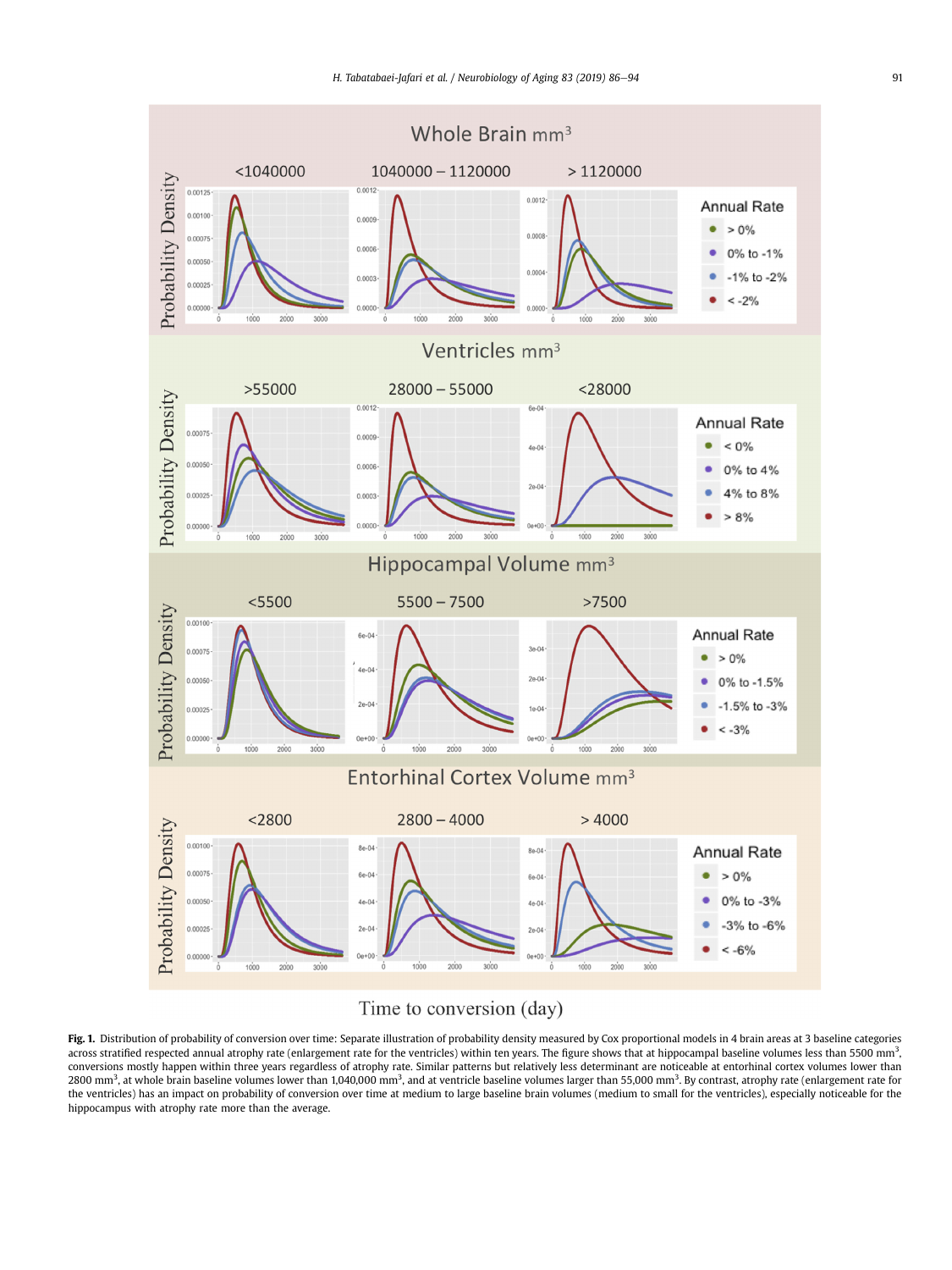**Fig. 1.** Distribution of probability of conversion over time: Separate illustration of probability density measured by Cox proportional models in 4 brain areas at 3 baseline categories across stratified respected annual atrophy rate (enlargement rate for the ventricles) within ten years. The figure shows that at hippocampal baseline volumes less than 5500 mm$^3$, conversions mostly happen within three years regardless of atrophy rate. Similar patterns but relatively less determinant are noticeable at entorhinal cortex volumes lower than 2800 mm$^3$, at whole brain baseline volumes lower than 1,040,000 mm$^3$, and at ventricle baseline volumes larger than 55,000 mm$^3$. By contrast, atrophy rate (enlargement rate for the ventricles) has an impact on probability of conversion over time at medium to large baseline brain volumes (medium to small for the ventricles), especially noticeable for the hippocampus with atrophy rate more than the average.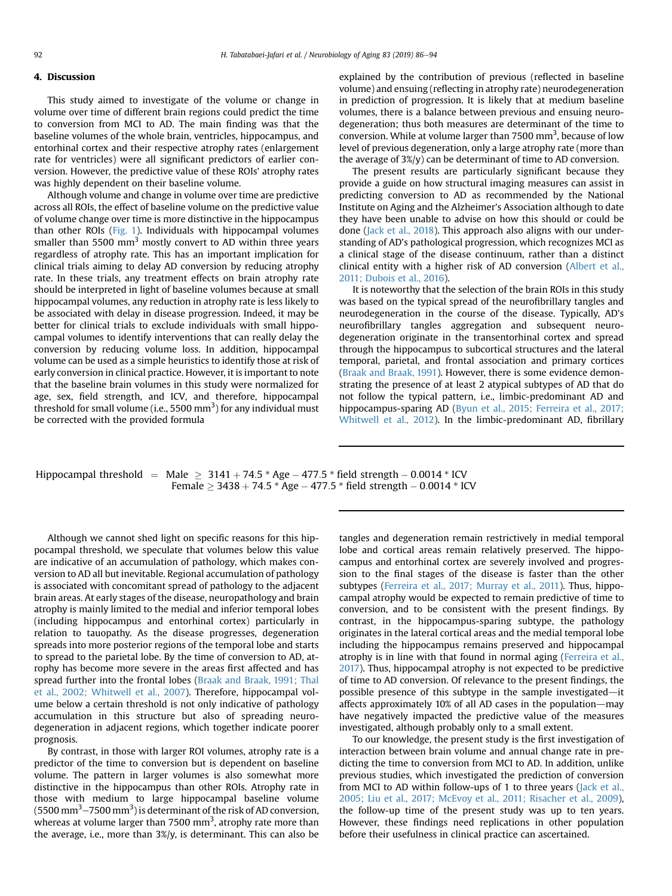## 4. Discussion

This study aimed to investigate of the volume or change in volume over time of different brain regions could predict the time to conversion from MCI to AD. The main finding was that the baseline volumes of the whole brain, ventricles, hippocampus, and entorhinal cortex and their respective atrophy rates (enlargement rate for ventricles) were all significant predictors of earlier conversion. However, the predictive value of these ROIs' atrophy rates was highly dependent on their baseline volume.

Although volume and change in volume over time are predictive across all ROIs, the effect of baseline volume on the predictive value of volume change over time is more distinctive in the hippocampus than other ROIs (Fig. 1). Individuals with hippocampal volumes smaller than 5500 $mm^3$ mostly convert to AD within three years regardless of atrophy rate. This has an important implication for clinical trials aiming to delay AD conversion by reducing atrophy rate. In these trials, any treatment effects on brain atrophy rate should be interpreted in light of baseline volumes because at small hippocampal volumes, any reduction in atrophy rate is less likely to be associated with delay in disease progression. Indeed, it may be better for clinical trials to exclude individuals with small hippocampal volumes to identify interventions that can really delay the conversion by reducing volume loss. In addition, hippocampal volume can be used as a simple heuristics to identify those at risk of early conversion in clinical practice. However, it is important to note that the baseline brain volumes in this study were normalized for age, sex, field strength, and ICV, and therefore, hippocampal threshold for small volume (i.e., 5500 $mm^3$) for any individual must be corrected with the provided formula

$$\text{Hippocampal threshold} = \begin{array}{l} \text{Male} \geq 3141 + 74.5 * \text{Age} - 477.5 * \text{field strength} - 0.0014 * \text{ICV} \\ \text{Female} \geq 3438 + 74.5 * \text{Age} - 477.5 * \text{field strength} - 0.0014 * \text{ICV} \end{array}$$

Although we cannot shed light on specific reasons for this hippocampal threshold, we speculate that volumes below this value are indicative of an accumulation of pathology, which makes conversion to AD all but inevitable. Regional accumulation of pathology is associated with concomitant spread of pathology to the adjacent brain areas. At early stages of the disease, neuropathology and brain atrophy is mainly limited to the medial and inferior temporal lobes (including hippocampus and entorhinal cortex) particularly in relation to tauopathy. As the disease progresses, degeneration spreads into more posterior regions of the temporal lobe and starts to spread to the parietal lobe. By the time of conversion to AD, atrophy has become more severe in the areas first affected and has spread further into the frontal lobes (Braak and Braak, 1991; Thal et al., 2002; Whitwell et al., 2007). Therefore, hippocampal volume below a certain threshold is not only indicative of pathology accumulation in this structure but also of spreading neurodegeneration in adjacent regions, which together indicate poorer prognosis.

By contrast, in those with larger ROI volumes, atrophy rate is a predictor of the time to conversion but is dependent on baseline volume. The pattern in larger volumes is also somewhat more distinctive in the hippocampus than other ROIs. Atrophy rate in those with medium to large hippocampal baseline volume (5500 $mm^3$–7500 $mm^3$) is determinant of the risk of AD conversion, whereas at volume larger than 7500 $mm^3$, atrophy rate more than the average, i.e., more than 3%/y, is determinant. This can also be explained by the contribution of previous (reflected in baseline volume) and ensuing (reflecting in atrophy rate) neurodegeneration in prediction of progression. It is likely that at medium baseline volumes, there is a balance between previous and ensuing neurodegeneration; thus both measures are determinant of the time to conversion. While at volume larger than 7500 $mm^3$, because of low level of previous degeneration, only a large atrophy rate (more than the average of 3%/y) can be determinant of time to AD conversion.

The present results are particularly significant because they provide a guide on how structural imaging measures can assist in predicting conversion to AD as recommended by the National Institute on Aging and the Alzheimer's Association although to date they have been unable to advise on how this should or could be done (Jack et al., 2018). This approach also aligns with our understanding of AD's pathological progression, which recognizes MCI as a clinical stage of the disease continuum, rather than a distinct clinical entity with a higher risk of AD conversion (Albert et al., 2011; Dubois et al., 2016).

It is noteworthy that the selection of the brain ROIs in this study was based on the typical spread of the neurofibrillary tangles and neurodegeneration in the course of the disease. Typically, AD's neurofibrillary tangles aggregation and subsequent neurodegeneration originate in the transentorhinal cortex and spread through the hippocampus to subcortical structures and the lateral temporal, parietal, and frontal association and primary cortices (Braak and Braak, 1991). However, there is some evidence demonstrating the presence of at least 2 atypical subtypes of AD that do not follow the typical pattern, i.e., limbic-predominant AD and hippocampus-sparing AD (Byun et al., 2015; Ferreira et al., 2017; Whitwell et al., 2012). In the limbic-predominant AD, fibrillary tangles and degeneration remain restrictively in medial temporal lobe and cortical areas remain relatively preserved. The hippocampus and entorhinal cortex are severely involved and progression to the final stages of the disease is faster than the other subtypes (Ferreira et al., 2017; Murray et al., 2011). Thus, hippocampal atrophy would be expected to remain predictive of time to conversion, and to be consistent with the present findings. By contrast, in the hippocampus-sparing subtype, the pathology originates in the lateral cortical areas and the medial temporal lobe including the hippocampus remains preserved and hippocampal atrophy is in line with that found in normal aging (Ferreira et al., 2017). Thus, hippocampal atrophy is not expected to be predictive of time to AD conversion. Of relevance to the present findings, the possible presence of this subtype in the sample investigated—it affects approximately 10% of all AD cases in the population—may have negatively impacted the predictive value of the measures investigated, although probably only to a small extent.

To our knowledge, the present study is the first investigation of interaction between brain volume and annual change rate in predicting the time to conversion from MCI to AD. In addition, unlike previous studies, which investigated the prediction of conversion from MCI to AD within follow-ups of 1 to three years (Jack et al., 2005; Liu et al., 2017; McEvoy et al., 2011; Risacher et al., 2009), the follow-up time of the present study was up to ten years. However, these findings need replications in other population before their usefulness in clinical practice can ascertained.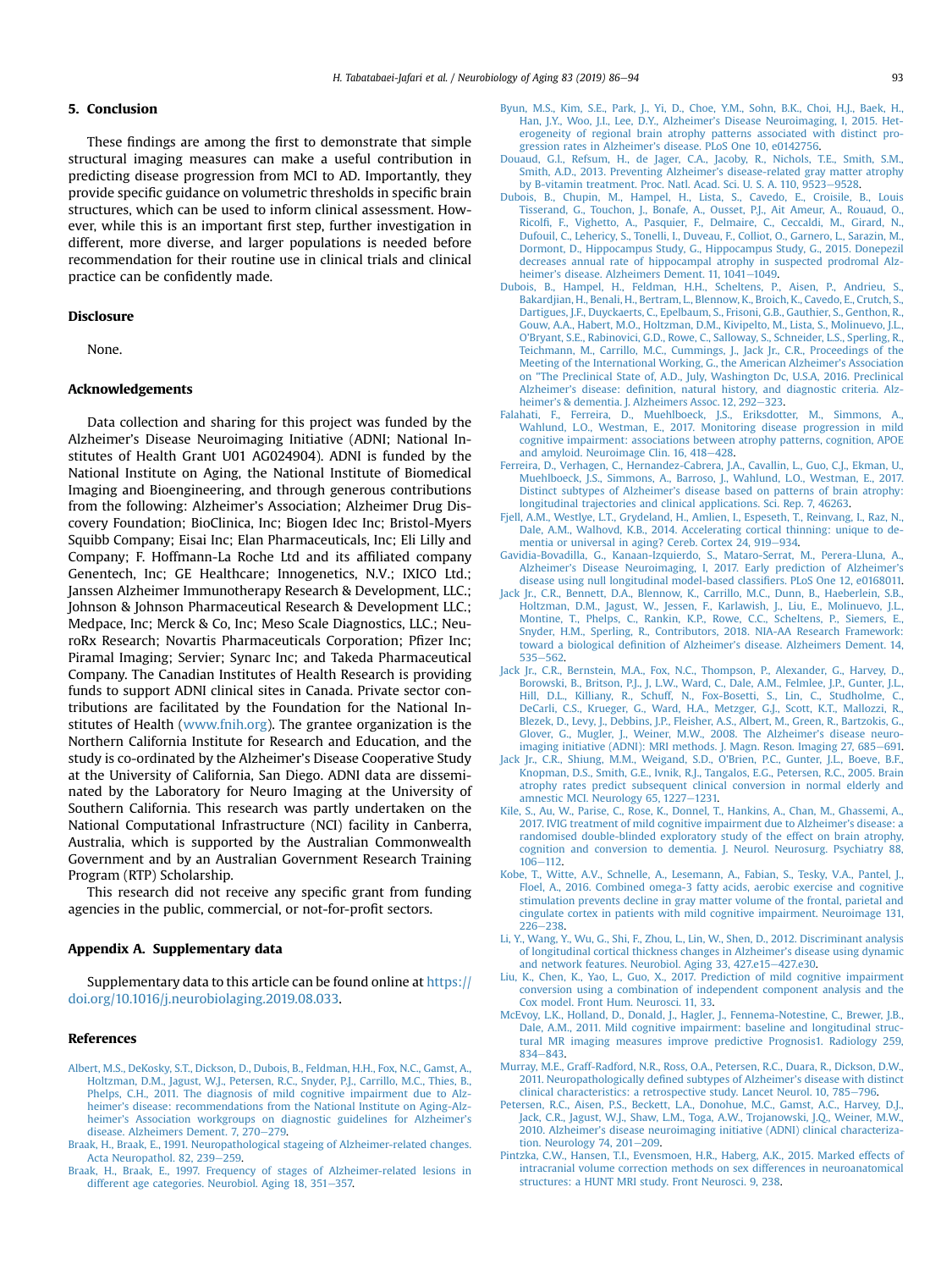## 5. Conclusion

These findings are among the first to demonstrate that simple structural imaging measures can make a useful contribution in predicting disease progression from MCI to AD. Importantly, they provide specific guidance on volumetric thresholds in specific brain structures, which can be used to inform clinical assessment. However, while this is an important first step, further investigation in different, more diverse, and larger populations is needed before recommendation for their routine use in clinical trials and clinical practice can be confidently made.

## Disclosure

None.

## Acknowledgements

Data collection and sharing for this project was funded by the Alzheimer's Disease Neuroimaging Initiative (ADNI; National Institutes of Health Grant U01 AG024904). ADNI is funded by the National Institute on Aging, the National Institute of Biomedical Imaging and Bioengineering, and through generous contributions from the following: Alzheimer's Association; Alzheimer Drug Discovery Foundation; BioClinica, Inc; Biogen Idec Inc; Bristol-Myers Squibb Company; Eisai Inc; Elan Pharmaceuticals, Inc; Eli Lilly and Company; F. Hoffmann-La Roche Ltd and its affiliated company Genentech, Inc; GE Healthcare; Innogenetics, N.V.; IXICO Ltd.; Janssen Alzheimer Immunotherapy Research & Development, LLC.; Johnson & Johnson Pharmaceutical Research & Development LLC.; Medpace, Inc; Merck & Co, Inc; Meso Scale Diagnostics, LLC.; NeuroRx Research; Novartis Pharmaceuticals Corporation; Pfizer Inc; Piramal Imaging; Servier; Synarc Inc; and Takeda Pharmaceutical Company. The Canadian Institutes of Health Research is providing funds to support ADNI clinical sites in Canada. Private sector contributions are facilitated by the Foundation for the National Institutes of Health (www.fnih.org). The grantee organization is the Northern California Institute for Research and Education, and the study is co-ordinated by the Alzheimer's Disease Cooperative Study at the University of California, San Diego. ADNI data are disseminated by the Laboratory for Neuro Imaging at the University of Southern California. This research was partly undertaken on the National Computational Infrastructure (NCI) facility in Canberra, Australia, which is supported by the Australian Commonwealth Government and by an Australian Government Research Training Program (RTP) Scholarship.

This research did not receive any specific grant from funding agencies in the public, commercial, or not-for-profit sectors.

## Appendix A. Supplementary data

Supplementary data to this article can be found online at https://doi.org/10.1016/j.neurobiolaging.2019.08.033.

## References

Albert, M.S., DeKosky, S.T., Dickson, D., Dubois, B., Feldman, H.H., Fox, N.C., Gamst, A., Holtzman, D.M., Jagust, W.J., Petersen, R.C., Snyder, P.J., Carrillo, M.C., Thies, B., Phelps, C.H., 2011. The diagnosis of mild cognitive impairment due to Alzheimer's disease: recommendations from the National Institute on Aging-Alzheimer's Association workgroups on diagnostic guidelines for Alzheimer's disease. Alzheimers Dement. 7, 270–279.

Braak, H., Braak, E., 1991. Neuropathological stageing of Alzheimer-related changes. Acta Neuropathol. 82, 239–259.

Braak, H., Braak, E., 1997. Frequency of stages of Alzheimer-related lesions in different age categories. Neurobiol. Aging 18, 351–357.

Byun, M.S., Kim, S.E., Park, J., Yi, D., Choe, Y.M., Sohn, B.K., Choi, H.J., Baek, H., Han, J.Y., Woo, J.I., Lee, D.Y., Alzheimer's Disease Neuroimaging, I, 2015. Heterogeneity of regional brain atrophy patterns associated with distinct progression rates in Alzheimer's disease. PLoS One 10, e0142756.

Douaud, G.L., Refsum, H., de Jager, C.A., Jacoby, R., Nichols, T.E., Smith, S.M., Smith, A.D., 2013. Preventing Alzheimer's disease-related gray matter atrophy by B-vitamin treatment. Proc. Natl. Acad. Sci. U. S. A. 110, 9523–9528.

Dubois, B., Chupin, M., Hampel, H., Lista, S., Cavedo, E., Croisile, B., Louis Tisserand, G., Touchon, J., Bonafe, A., Ousset, P.J., Ait Ameur, A., Rouaud, O., Ricolfi, F., Vighetto, A., Pasquier, F., Delmaire, C., Ceccaldi, M., Girard, N., Dufouil, C., Lehericy, S., Tonelli, I., Duveau, F., Colliot, O., Garnero, L., Sarazin, M., Dormont, D., Hippocampus Study, G., Hippocampus Study, G., 2015. Donepezil decreases annual rate of hippocampal atrophy in suspected prodromal Alzheimer's disease. Alzheimers Dement. 11, 1041–1049.

Dubois, B., Hampel, H., Feldman, H.H., Scheltens, P., Aisen, P., Andrieu, S., Bakardjian, H., Benali, H., Bertram, L., Blennow, K., Broich, K., Cavedo, E., Crutch, S., Dartigues, J.F., Duyckaerts, C., Epelbaum, S., Frisoni, G.B., Gauthier, S., Genthon, R., Gouw, A.A., Habert, M.O., Holtzman, D.M., Kivipelto, M., Lista, S., Molinuevo, J.L., O'Bryant, S.E., Rabinovici, G.D., Rowe, C., Salloway, S., Schneider, L.S., Sperling, R., Teichmann, M., Carrillo, M.C., Cummings, J., Jack Jr., C.R., Proceedings of the Meeting of the International Working, G., the American Alzheimer's Association on "The Preclinical State of, A.D., July, Washington Dc, U.S.A, 2016. Preclinical Alzheimer's disease: definition, natural history, and diagnostic criteria. Alzheimer's & dementia. J. Alzheimers Assoc. 12, 292–323.

Falahati, F., Ferreira, D., Muehlboeck, J.S., Eriksdotter, M., Simmons, A., Wahlund, L.O., Westman, E., 2017. Monitoring disease progression in mild cognitive impairment: associations between atrophy patterns, cognition, APOE and amyloid. Neuroimage Clin. 16, 418–428.

Ferreira, D., Verhagen, C., Hernandez-Cabrera, J.A., Cavallin, L., Guo, C.J., Ekman, U., Muehlboeck, J.S., Simmons, A., Barroso, J., Wahlund, L.O., Westman, E., 2017. Distinct subtypes of Alzheimer's disease based on patterns of brain atrophy: longitudinal trajectories and clinical applications. Sci. Rep. 7, 46263.

Fjell, A.M., Westlye, L.T., Grydeland, H., Amlien, I., Espeseth, T., Reinvang, I., Raz, N., Dale, A.M., Walhovd, K.B., 2014. Accelerating cortical thinning: unique to dementia or universal in aging? Cereb. Cortex 24, 919–934.

Gavidia-Bovadilla, G., Kanaan-Izquierdo, S., Mataro-Serrat, M., Perera-Lluna, A., Alzheimer's Disease Neuroimaging, I, 2017. Early prediction of Alzheimer's disease using null longitudinal model-based classifiers. PLoS One 12, e0168011.

Jack Jr., C.R., Bennett, D.A., Blennow, K., Carrillo, M.C., Dunn, B., Haeberlein, S.B., Holtzman, D.M., Jagust, W., Jessen, F., Karlawish, J., Liu, E., Molinuevo, J.L., Montine, T., Phelps, C., Rankin, K.P., Rowe, C.C., Scheltens, P., Siemers, E., Snyder, H.M., Sperling, R., Contributors, 2018. NIA-AA Research Framework: toward a biological definition of Alzheimer's disease. Alzheimers Dement. 14, 535–562.

Jack Jr., C.R., Bernstein, M.A., Fox, N.C., Thompson, P., Alexander, G., Harvey, D., Borowski, B., Britson, P.J., J, L.W., Ward, C., Dale, A.M., Felmlee, J.P., Gunter, J.L., Hill, D.L., Killiany, R., Schuff, N., Fox-Bosetti, S., Lin, C., Studholme, C., DeCarli, C.S., Krueger, G., Ward, H.A., Metzger, G.J., Scott, K.T., Mallozzi, R., Blezek, D., Levy, J., Debbins, J.P., Fleisher, A.S., Albert, M., Green, R., Bartzokis, G., Glover, G., Mugler, J., Weiner, M.W., 2008. The Alzheimer's disease neuroimaging initiative (ADNI): MRI methods. J. Magn. Reson. Imaging 27, 685–691.

Jack Jr., C.R., Shiung, M.M., Weigand, S.D., O'Brien, P.C., Gunter, J.L., Boeve, B.F., Knopman, D.S., Smith, G.E., Ivnik, R.J., Tangalos, E.G., Petersen, R.C., 2005. Brain atrophy rates predict subsequent clinical conversion in normal elderly and amnestic MCI. Neurology 65, 1227–1231.

Kile, S., Au, W., Parise, C., Rose, K., Donnel, T., Hankins, A., Chan, M., Ghassemi, A., 2017. IVIG treatment of mild cognitive impairment due to Alzheimer's disease: a randomised double-blinded exploratory study of the effect on brain atrophy, cognition and conversion to dementia. J. Neurol. Neurosurg. Psychiatry 88, 106–112.

Kobe, T., Witte, A.V., Schnelle, A., Lesemann, A., Fabian, S., Tesky, V.A., Pantel, J., Floel, A., 2016. Combined omega-3 fatty acids, aerobic exercise and cognitive stimulation prevents decline in gray matter volume of the frontal, parietal and cingulate cortex in patients with mild cognitive impairment. Neuroimage 131, 226–238.

Li, Y., Wang, Y., Wu, G., Shi, F., Zhou, L., Lin, W., Shen, D., 2012. Discriminant analysis of longitudinal cortical thickness changes in Alzheimer's disease using dynamic and network features. Neurobiol. Aging 33, 427.e15–427.e30.

Liu, K., Chen, K., Yao, L., Guo, X., 2017. Prediction of mild cognitive impairment conversion using a combination of independent component analysis and the Cox model. Front Hum. Neurosci. 11, 33.

McEvoy, L.K., Holland, D., Donald, J., Hagler, J., Fennema-Notestine, C., Brewer, J.B., Dale, A.M., 2011. Mild cognitive impairment: baseline and longitudinal structural MR imaging measures improve predictive Prognosis1. Radiology 259, 834–843.

Murray, M.E., Graff-Radford, N.R., Ross, O.A., Petersen, R.C., Duara, R., Dickson, D.W., 2011. Neuropathologically defined subtypes of Alzheimer's disease with distinct clinical characteristics: a retrospective study. Lancet Neurol. 10, 785–796.

Petersen, R.C., Aisen, P.S., Beckett, L.A., Donohue, M.C., Gamst, A.C., Harvey, D.J., Jack, C.R., Jagust, W.J., Shaw, L.M., Toga, A.W., Trojanowski, J.Q., Weiner, M.W., 2010. Alzheimer's disease neuroimaging initiative (ADNI) clinical characterization. Neurology 74, 201–209.

Pintzka, C.W., Hansen, T.I., Evensmoen, H.R., Haberg, A.K., 2015. Marked effects of intracranial volume correction methods on sex differences in neuroanatomical structures: a HUNT MRI study. Front Neurosci. 9, 238.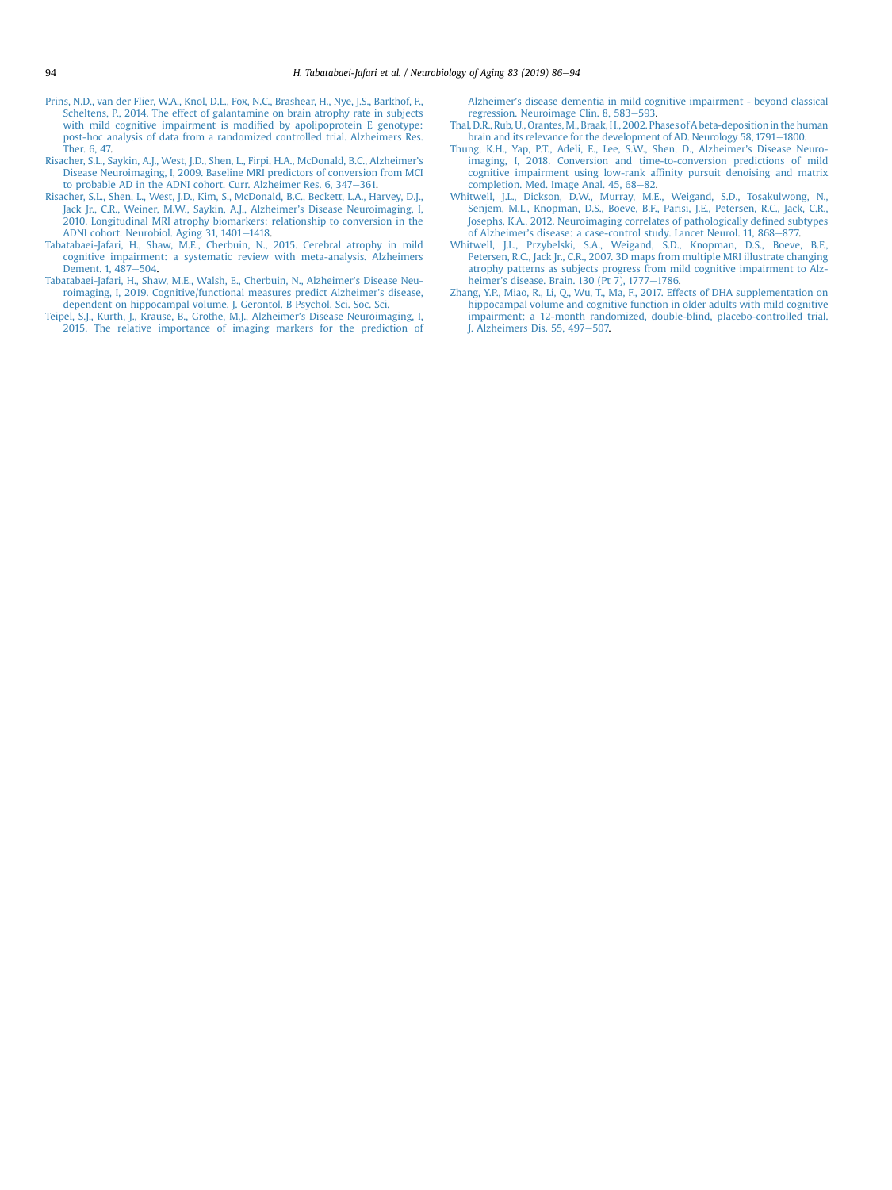Prins, N.D., van der Flier, W.A., Knol, D.L., Fox, N.C., Brashear, H., Nye, J.S., Barkhof, F., Scheltens, P., 2014. The effect of galantamine on brain atrophy rate in subjects with mild cognitive impairment is modified by apolipoprotein E genotype: post-hoc analysis of data from a randomized controlled trial. Alzheimers Res. Ther. 6, 47.

Risacher, S.L., Saykin, A.J., West, J.D., Shen, L., Firpi, H.A., McDonald, B.C., Alzheimer's Disease Neuroimaging, I, 2009. Baseline MRI predictors of conversion from MCI to probable AD in the ADNI cohort. Curr. Alzheimer Res. 6, 347–361.

Risacher, S.L., Shen, L., West, J.D., Kim, S., McDonald, B.C., Beckett, L.A., Harvey, D.J., Jack Jr., C.R., Weiner, M.W., Saykin, A.J., Alzheimer's Disease Neuroimaging, I, 2010. Longitudinal MRI atrophy biomarkers: relationship to conversion in the ADNI cohort. Neurobiol. Aging 31, 1401–1418.

Tabatabaei-Jafari, H., Shaw, M.E., Cherbuin, N., 2015. Cerebral atrophy in mild cognitive impairment: a systematic review with meta-analysis. Alzheimers Dement. 1, 487–504.

Tabatabaei-Jafari, H., Shaw, M.E., Walsh, E., Cherbuin, N., Alzheimer's Disease Neuroimaging, I, 2019. Cognitive/functional measures predict Alzheimer's disease, dependent on hippocampal volume. J. Gerontol. B Psychol. Sci. Soc. Sci.

Teipel, S.J., Kurth, J., Krause, B., Grothe, M.J., Alzheimer's Disease Neuroimaging, I, 2015. The relative importance of imaging markers for the prediction of Alzheimer's disease dementia in mild cognitive impairment - beyond classical regression. Neuroimage Clin. 8, 583–593.

Thal, D.R., Rub, U., Orantes, M., Braak, H., 2002. Phases of A beta-deposition in the human brain and its relevance for the development of AD. Neurology 58, 1791–1800.

Thung, K.H., Yap, P.T., Adeli, E., Lee, S.W., Shen, D., Alzheimer's Disease Neuroimaging, I, 2018. Conversion and time-to-conversion predictions of mild cognitive impairment using low-rank affinity pursuit denoising and matrix completion. Med. Image Anal. 45, 68–82.

Whitwell, J.L., Dickson, D.W., Murray, M.E., Weigand, S.D., Tosakulwong, N., Senjem, M.L., Knopman, D.S., Boeve, B.F., Parisi, J.E., Petersen, R.C., Jack, C.R., Josephs, K.A., 2012. Neuroimaging correlates of pathologically defined subtypes of Alzheimer's disease: a case-control study. Lancet Neurol. 11, 868–877.

Whitwell, J.L., Przybelski, S.A., Weigand, S.D., Knopman, D.S., Boeve, B.F., Petersen, R.C., Jack Jr., C.R., 2007. 3D maps from multiple MRI illustrate changing atrophy patterns as subjects progress from mild cognitive impairment to Alzheimer's disease. Brain. 130 (Pt 7), 1777–1786.

Zhang, Y.P., Miao, R., Li, Q., Wu, T., Ma, F., 2017. Effects of DHA supplementation on hippocampal volume and cognitive function in older adults with mild cognitive impairment: a 12-month randomized, double-blind, placebo-controlled trial. J. Alzheimers Dis. 55, 497–507.